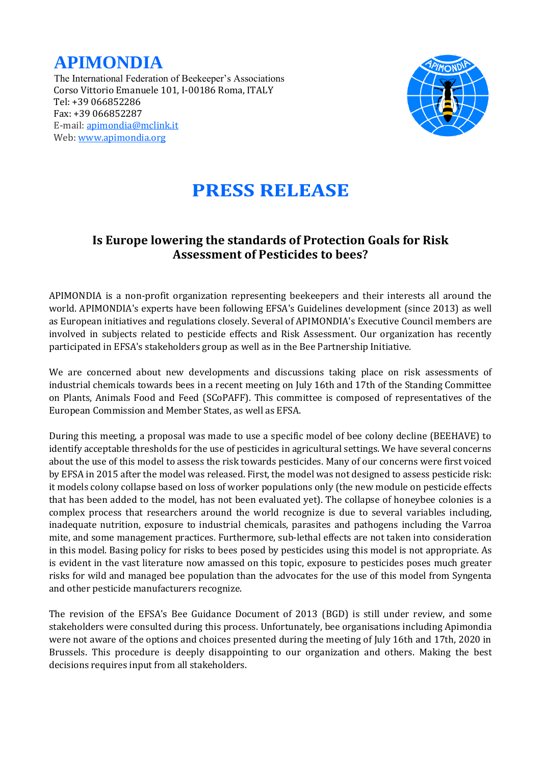# APIMONDIA

The International Federation of Beekeeper's Associations
Corso Vittorio Emanuele 101, I-00186 Roma, ITALY
Tel: +39 066852286
Fax: +39 066852287
E-mail: apimondia@mclink.it
Web: www.apimondia.org

# PRESS RELEASE

## Is Europe lowering the standards of Protection Goals for Risk Assessment of Pesticides to bees?

APIMONDIA is a non-profit organization representing beekeepers and their interests all around the world. APIMONDIA's experts have been following EFSA's Guidelines development (since 2013) as well as European initiatives and regulations closely. Several of APIMONDIA's Executive Council members are involved in subjects related to pesticide effects and Risk Assessment. Our organization has recently participated in EFSA's stakeholders group as well as in the Bee Partnership Initiative.

We are concerned about new developments and discussions taking place on risk assessments of industrial chemicals towards bees in a recent meeting on July 16th and 17th of the Standing Committee on Plants, Animals Food and Feed (SCoPAFF). This committee is composed of representatives of the European Commission and Member States, as well as EFSA.

During this meeting, a proposal was made to use a specific model of bee colony decline (BEEHAVE) to identify acceptable thresholds for the use of pesticides in agricultural settings. We have several concerns about the use of this model to assess the risk towards pesticides. Many of our concerns were first voiced by EFSA in 2015 after the model was released. First, the model was not designed to assess pesticide risk: it models colony collapse based on loss of worker populations only (the new module on pesticide effects that has been added to the model, has not been evaluated yet). The collapse of honeybee colonies is a complex process that researchers around the world recognize is due to several variables including, inadequate nutrition, exposure to industrial chemicals, parasites and pathogens including the Varroa mite, and some management practices. Furthermore, sub-lethal effects are not taken into consideration in this model. Basing policy for risks to bees posed by pesticides using this model is not appropriate. As is evident in the vast literature now amassed on this topic, exposure to pesticides poses much greater risks for wild and managed bee population than the advocates for the use of this model from Syngenta and other pesticide manufacturers recognize.

The revision of the EFSA's Bee Guidance Document of 2013 (BGD) is still under review, and some stakeholders were consulted during this process. Unfortunately, bee organisations including Apimondia were not aware of the options and choices presented during the meeting of July 16th and 17th, 2020 in Brussels. This procedure is deeply disappointing to our organization and others. Making the best decisions requires input from all stakeholders.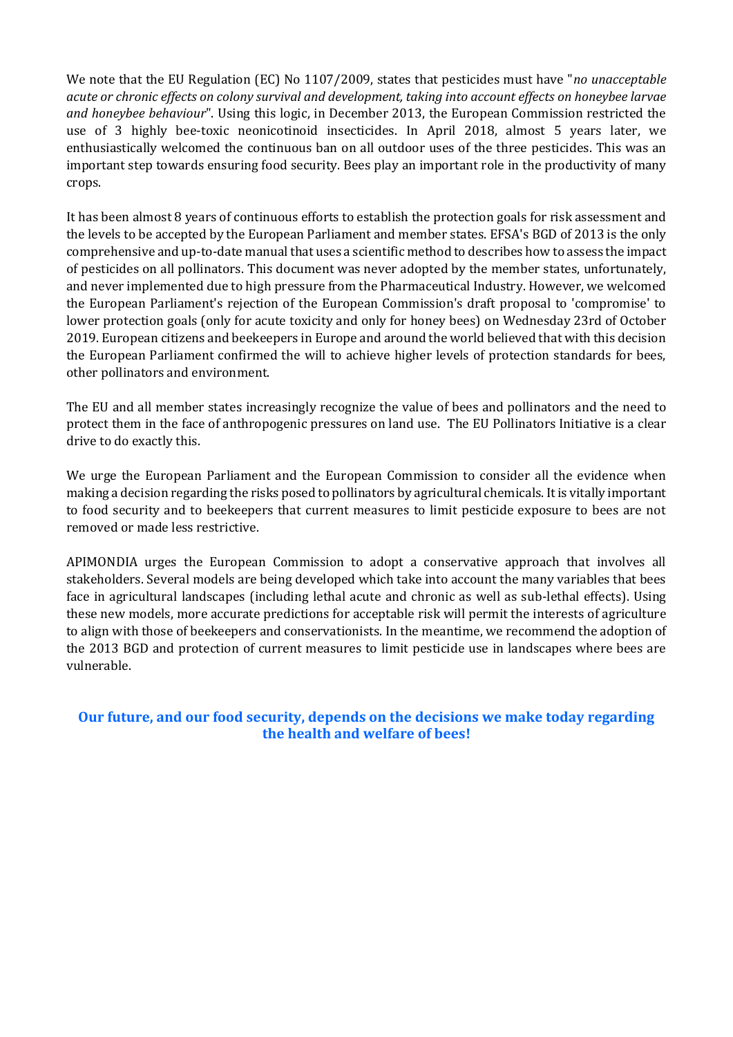We note that the EU Regulation (EC) No 1107/2009, states that pesticides must have "*no unacceptable acute or chronic effects on colony survival and development, taking into account effects on honeybee larvae and honeybee behaviour*". Using this logic, in December 2013, the European Commission restricted the use of 3 highly bee-toxic neonicotinoid insecticides. In April 2018, almost 5 years later, we enthusiastically welcomed the continuous ban on all outdoor uses of the three pesticides. This was an important step towards ensuring food security. Bees play an important role in the productivity of many crops.

It has been almost 8 years of continuous efforts to establish the protection goals for risk assessment and the levels to be accepted by the European Parliament and member states. EFSA's BGD of 2013 is the only comprehensive and up-to-date manual that uses a scientific method to describes how to assess the impact of pesticides on all pollinators. This document was never adopted by the member states, unfortunately, and never implemented due to high pressure from the Pharmaceutical Industry. However, we welcomed the European Parliament's rejection of the European Commission's draft proposal to 'compromise' to lower protection goals (only for acute toxicity and only for honey bees) on Wednesday 23rd of October 2019. European citizens and beekeepers in Europe and around the world believed that with this decision the European Parliament confirmed the will to achieve higher levels of protection standards for bees, other pollinators and environment.

The EU and all member states increasingly recognize the value of bees and pollinators and the need to protect them in the face of anthropogenic pressures on land use. The EU Pollinators Initiative is a clear drive to do exactly this.

We urge the European Parliament and the European Commission to consider all the evidence when making a decision regarding the risks posed to pollinators by agricultural chemicals. It is vitally important to food security and to beekeepers that current measures to limit pesticide exposure to bees are not removed or made less restrictive.

APIMONDIA urges the European Commission to adopt a conservative approach that involves all stakeholders. Several models are being developed which take into account the many variables that bees face in agricultural landscapes (including lethal acute and chronic as well as sub-lethal effects). Using these new models, more accurate predictions for acceptable risk will permit the interests of agriculture to align with those of beekeepers and conservationists. In the meantime, we recommend the adoption of the 2013 BGD and protection of current measures to limit pesticide use in landscapes where bees are vulnerable.

**Our future, and our food security, depends on the decisions we make today regarding the health and welfare of bees!**